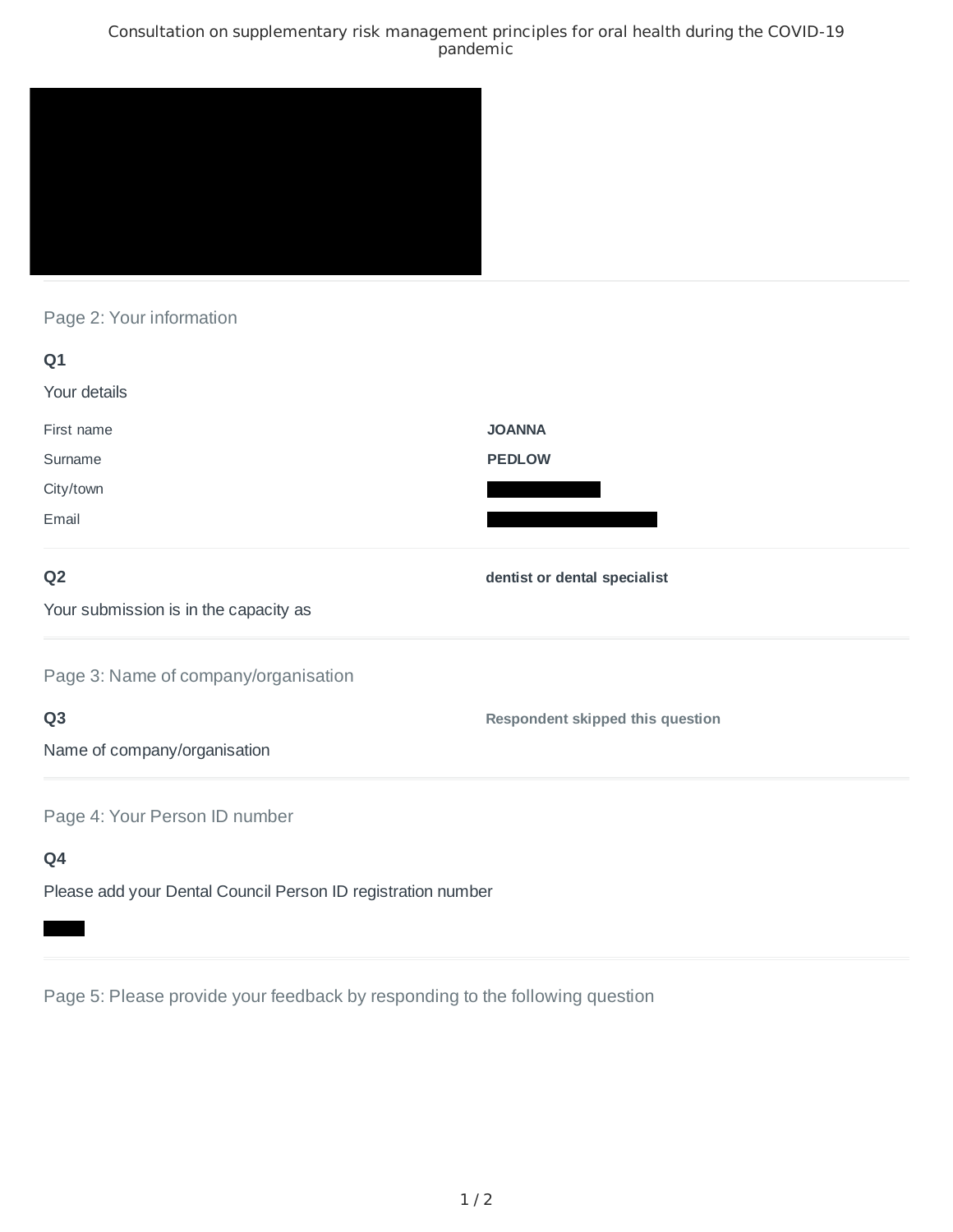# Consultation on supplementary risk management principles for oral health during the COVID-19 pandemic

## Page 2: Your information

**Q1**

Your details

| | |
|---|---|
| First name | **JOANNA** |
| Surname | **PEDLOW** |
| City/town | |
| Email | |

**Q2**

Your submission is in the capacity as

**dentist or dental specialist**

## Page 3: Name of company/organisation

**Q3**

Name of company/organisation

**Respondent skipped this question**

## Page 4: Your Person ID number

**Q4**

Please add your Dental Council Person ID registration number

## Page 5: Please provide your feedback by responding to the following question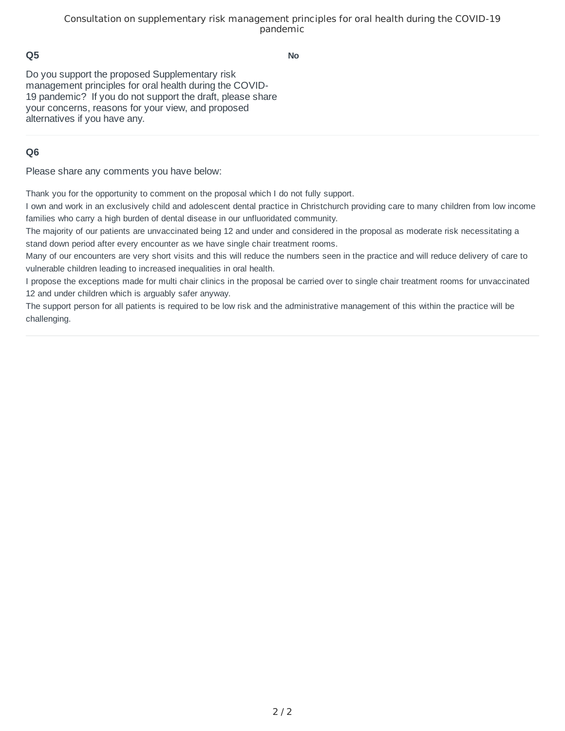### Q5

Do you support the proposed Supplementary risk management principles for oral health during the COVID-19 pandemic? If you do not support the draft, please share your concerns, reasons for your view, and proposed alternatives if you have any.

**No**

### Q6

Please share any comments you have below:

Thank you for the opportunity to comment on the proposal which I do not fully support.

I own and work in an exclusively child and adolescent dental practice in Christchurch providing care to many children from low income families who carry a high burden of dental disease in our unfluoridated community.

The majority of our patients are unvaccinated being 12 and under and considered in the proposal as moderate risk necessitating a stand down period after every encounter as we have single chair treatment rooms.

Many of our encounters are very short visits and this will reduce the numbers seen in the practice and will reduce delivery of care to vulnerable children leading to increased inequalities in oral health.

I propose the exceptions made for multi chair clinics in the proposal be carried over to single chair treatment rooms for unvaccinated 12 and under children which is arguably safer anyway.

The support person for all patients is required to be low risk and the administrative management of this within the practice will be challenging.